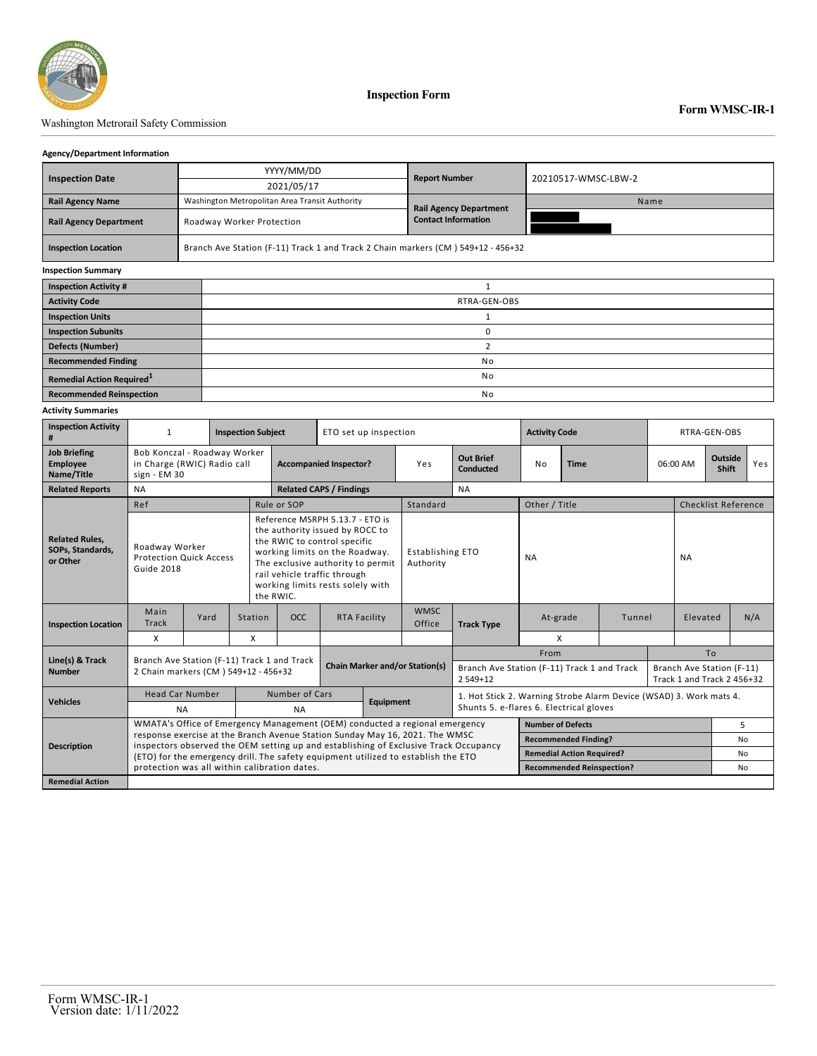# Inspection Form

**Form WMSC-IR-1**

Washington Metrorail Safety Commission

**Agency/Department Information**

| **Inspection Date** | YYYY/MM/DD 2021/05/17 | **Report Number** | 20210517-WMSC-LBW-2 |
|---|---|---|---|
| **Rail Agency Name** | Washington Metropolitan Area Transit Authority | **Rail Agency Department Contact Information** | Name |
| **Rail Agency Department** | Roadway Worker Protection | | |
| **Inspection Location** | Branch Ave Station (F-11) Track 1 and Track 2 Chain markers (CM ) 549+12 - 456+32 | | |

**Inspection Summary**

| | |
|---|---|
| **Inspection Activity #** | 1 |
| **Activity Code** | RTRA-GEN-OBS |
| **Inspection Units** | 1 |
| **Inspection Subunits** | 0 |
| **Defects (Number)** | 2 |
| **Recommended Finding** | No |
| **Remedial Action Required**[1] | No |
| **Recommended Reinspection** | No |

**Activity Summaries**

| | | | | | |
|---|---|---|---|---|---|
| **Inspection Activity #** | 1 | **Inspection Subject** | ETO set up inspection | **Activity Code** | RTRA-GEN-OBS |
| **Job Briefing Employee Name/Title** | Bob Konczal - Roadway Worker in Charge (RWIC) Radio call sign - EM 30 | **Accompanied Inspector?** | Yes | **Out Brief Conducted** | No |
| **Time** | 06:00 AM | **Outside Shift** | Yes | | |
| **Related Reports** | NA | **Related CAPS / Findings** | NA | | |

| **Related Rules, SOPs, Standards, or Other** | Ref | Rule or SOP | Standard | Other / Title | Checklist Reference |
|---|---|---|---|---|---|
| | Roadway Worker Protection Quick Access Guide 2018 | Reference MSRPH 5.13.7 - ETO is the authority issued by ROCC to the RWIC to control specific working limits on the Roadway. The exclusive authority to permit rail vehicle traffic through working limits rests solely with the RWIC. | Establishing ETO Authority | NA | NA |

| **Inspection Location** | Main Track | Yard | Station | OCC | RTA Facility | WMSC Office | **Track Type** | At-grade | Tunnel | Elevated | N/A |
|---|---|---|---|---|---|---|---|---|---|---|---|
| | X | | X | | | | | X | | | |

| **Line(s) & Track Number** | Branch Ave Station (F-11) Track 1 and Track 2 Chain markers (CM ) 549+12 - 456+32 | **Chain Marker and/or Station(s)** | From: Branch Ave Station (F-11) Track 1 and Track 2 549+12 | To: Branch Ave Station (F-11) Track 1 and Track 2 456+32 |
|---|---|---|---|---|

| **Vehicles** | Head Car Number | Number of Cars | **Equipment** | 1. Hot Stick 2. Warning Strobe Alarm Device (WSAD) 3. Work mats 4. Shunts 5. e-flares 6. Electrical gloves |
|---|---|---|---|---|
| | NA | NA | | |

| **Description** | WMATA's Office of Emergency Management (OEM) conducted a regional emergency response exercise at the Branch Avenue Station Sunday May 16, 2021. The WMSC inspectors observed the OEM setting up and establishing of Exclusive Track Occupancy (ETO) for the emergency drill. The safety equipment utilized to establish the ETO protection was all within calibration dates. | **Number of Defects** | 5 |
|---|---|---|---|
| | | **Recommended Finding?** | No |
| | | **Remedial Action Required?** | No |
| | | **Recommended Reinspection?** | No |
| **Remedial Action** | | | |

Form WMSC-IR-1
Version date: 1/11/2022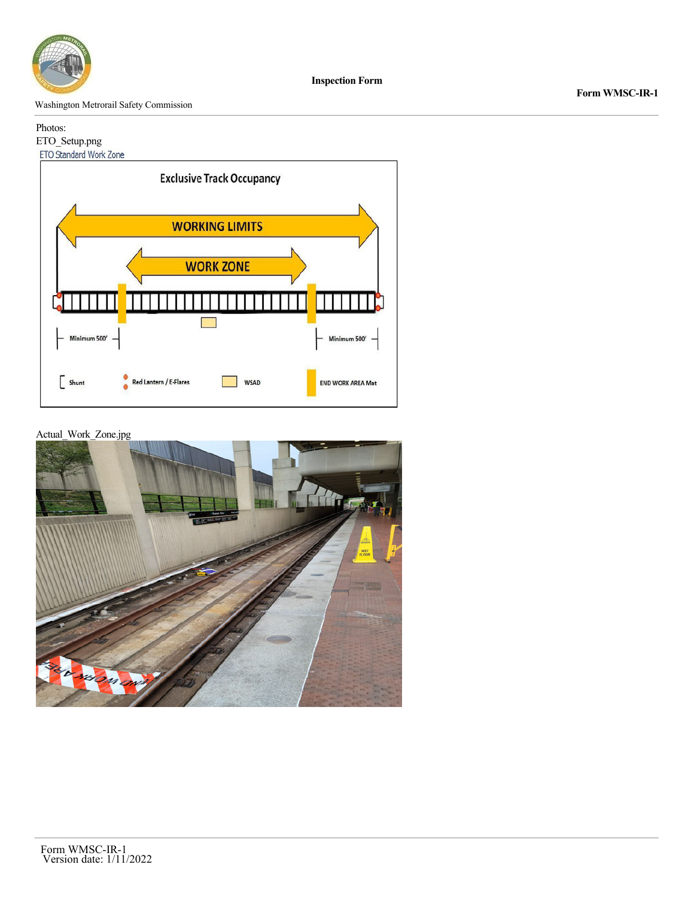Photos:

ETO_Setup.png

Actual_Work_Zone.jpg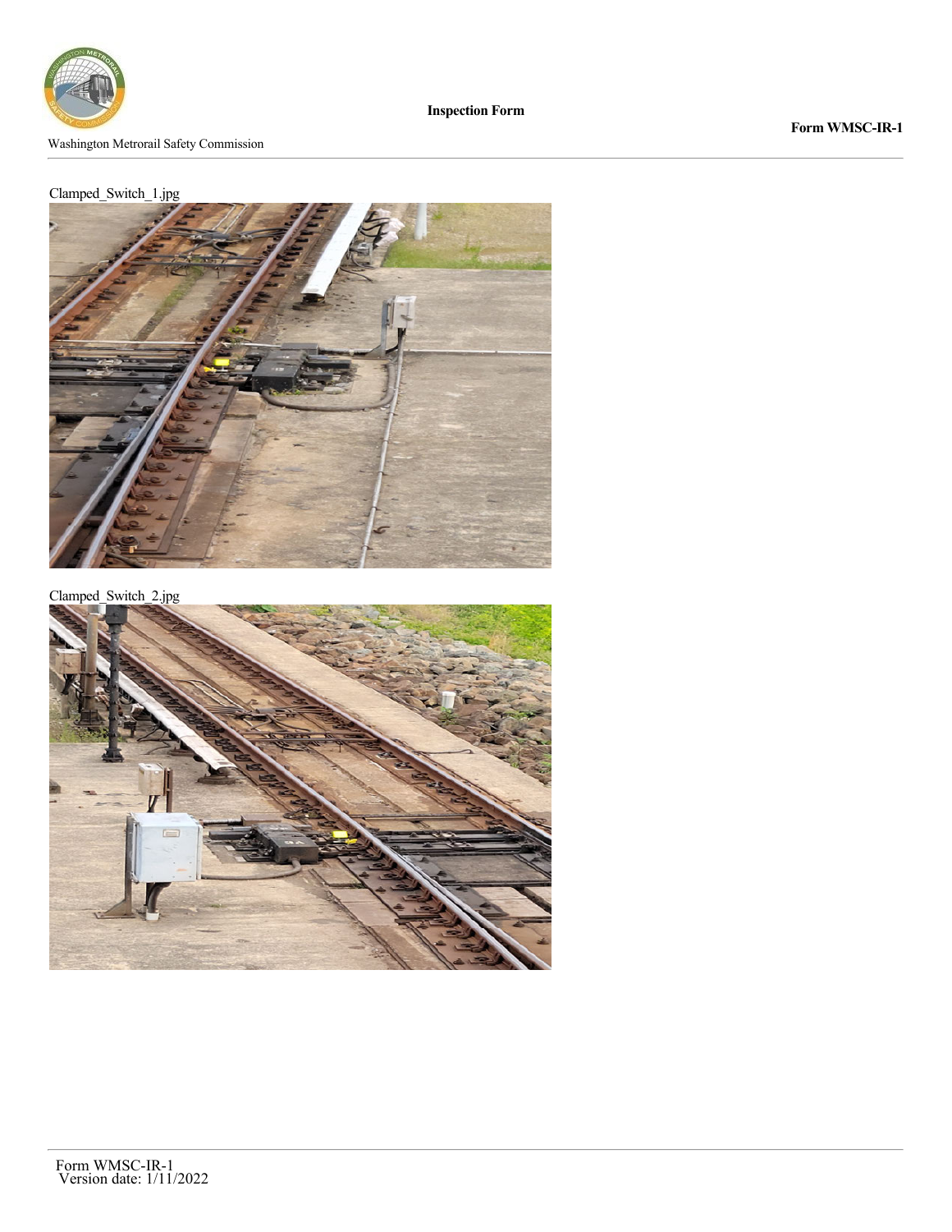Clamped_Switch_1.jpg

Clamped_Switch_2.jpg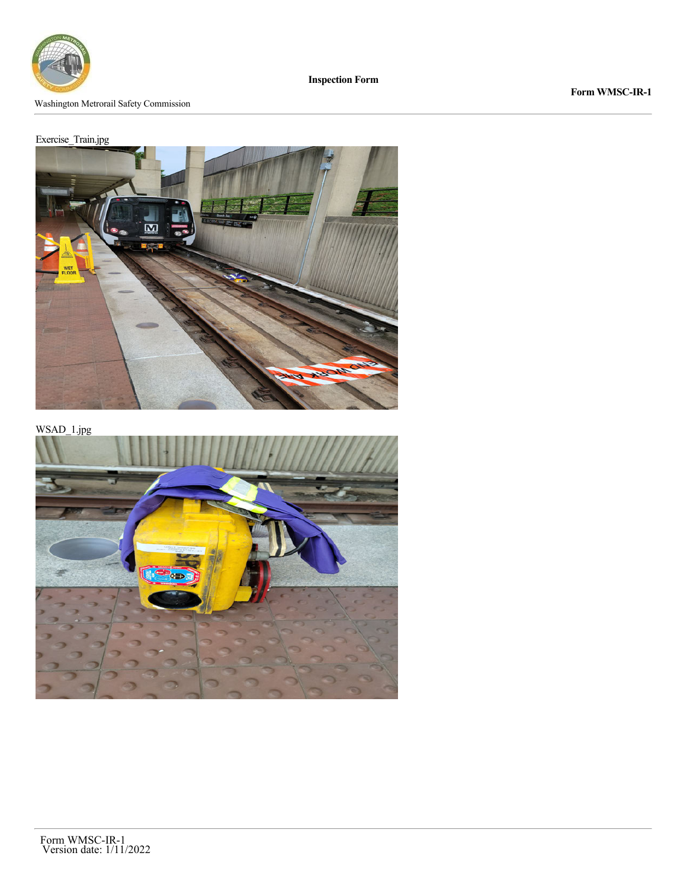Exercise_Train.jpg

WSAD_1.jpg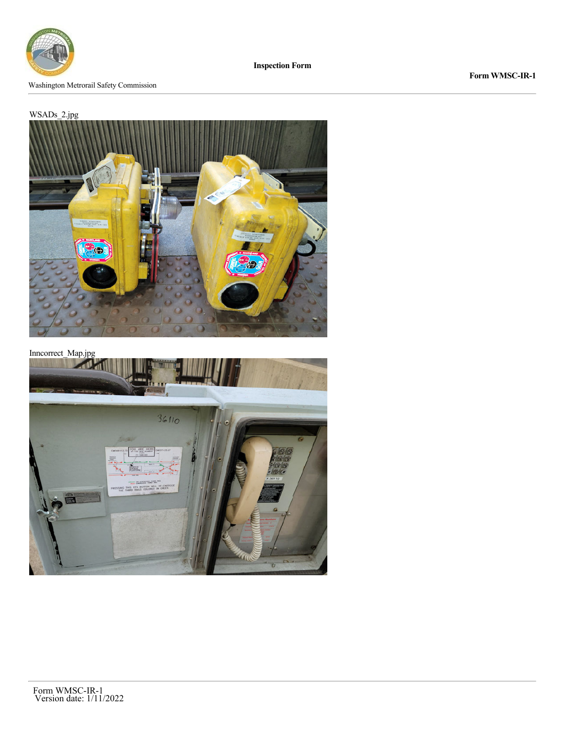WSADs_2.jpg

Inncorrect_Map.jpg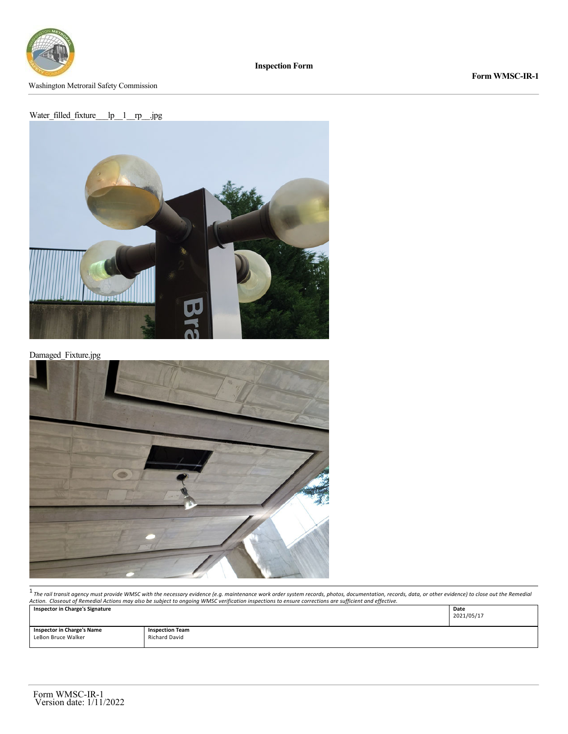Water_filled_fixture___lp__1__rp__.jpg

Damaged_Fixture.jpg

[1] *The rail transit agency must provide WMSC with the necessary evidence (e.g. maintenance work order system records, photos, documentation, records, data, or other evidence) to close out the Remedial Action. Closeout of Remedial Actions may also be subject to ongoing WMSC verification inspections to ensure corrections are sufficient and effective.*

| | | |
|---|---|---|
| **Inspector in Charge's Signature** | | **Date**<br>2021/05/17 |
| **Inspector in Charge's Name**<br>LeBon Bruce Walker | **Inspection Team**<br>Richard David | |